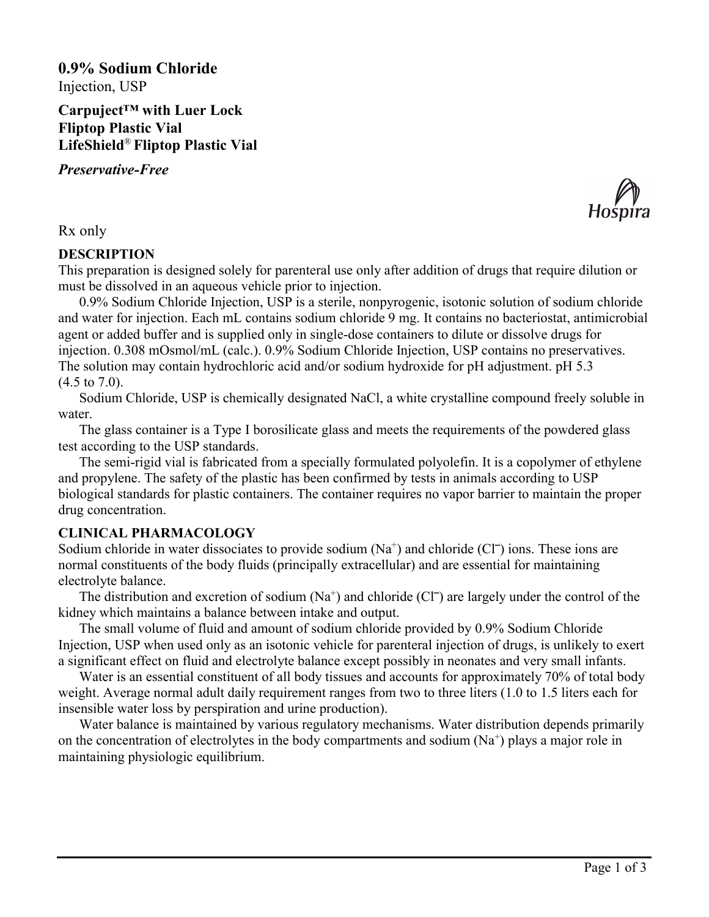# 0.9% Sodium Chloride

Injection, USP

**Carpuject™ with Luer Lock**
**Fliptop Plastic Vial**
**LifeShield® Fliptop Plastic Vial**

***Preservative-Free***

Hospira

Rx only

## DESCRIPTION

This preparation is designed solely for parenteral use only after addition of drugs that require dilution or must be dissolved in an aqueous vehicle prior to injection.

0.9% Sodium Chloride Injection, USP is a sterile, nonpyrogenic, isotonic solution of sodium chloride and water for injection. Each mL contains sodium chloride 9 mg. It contains no bacteriostat, antimicrobial agent or added buffer and is supplied only in single-dose containers to dilute or dissolve drugs for injection. 0.308 mOsmol/mL (calc.). 0.9% Sodium Chloride Injection, USP contains no preservatives. The solution may contain hydrochloric acid and/or sodium hydroxide for pH adjustment. pH 5.3 (4.5 to 7.0).

Sodium Chloride, USP is chemically designated NaCl, a white crystalline compound freely soluble in water.

The glass container is a Type I borosilicate glass and meets the requirements of the powdered glass test according to the USP standards.

The semi-rigid vial is fabricated from a specially formulated polyolefin. It is a copolymer of ethylene and propylene. The safety of the plastic has been confirmed by tests in animals according to USP biological standards for plastic containers. The container requires no vapor barrier to maintain the proper drug concentration.

## CLINICAL PHARMACOLOGY

Sodium chloride in water dissociates to provide sodium ($Na^+$) and chloride ($Cl^-$) ions. These ions are normal constituents of the body fluids (principally extracellular) and are essential for maintaining electrolyte balance.

The distribution and excretion of sodium ($Na^+$) and chloride ($Cl^-$) are largely under the control of the kidney which maintains a balance between intake and output.

The small volume of fluid and amount of sodium chloride provided by 0.9% Sodium Chloride Injection, USP when used only as an isotonic vehicle for parenteral injection of drugs, is unlikely to exert a significant effect on fluid and electrolyte balance except possibly in neonates and very small infants.

Water is an essential constituent of all body tissues and accounts for approximately 70% of total body weight. Average normal adult daily requirement ranges from two to three liters (1.0 to 1.5 liters each for insensible water loss by perspiration and urine production).

Water balance is maintained by various regulatory mechanisms. Water distribution depends primarily on the concentration of electrolytes in the body compartments and sodium ($Na^+$) plays a major role in maintaining physiologic equilibrium.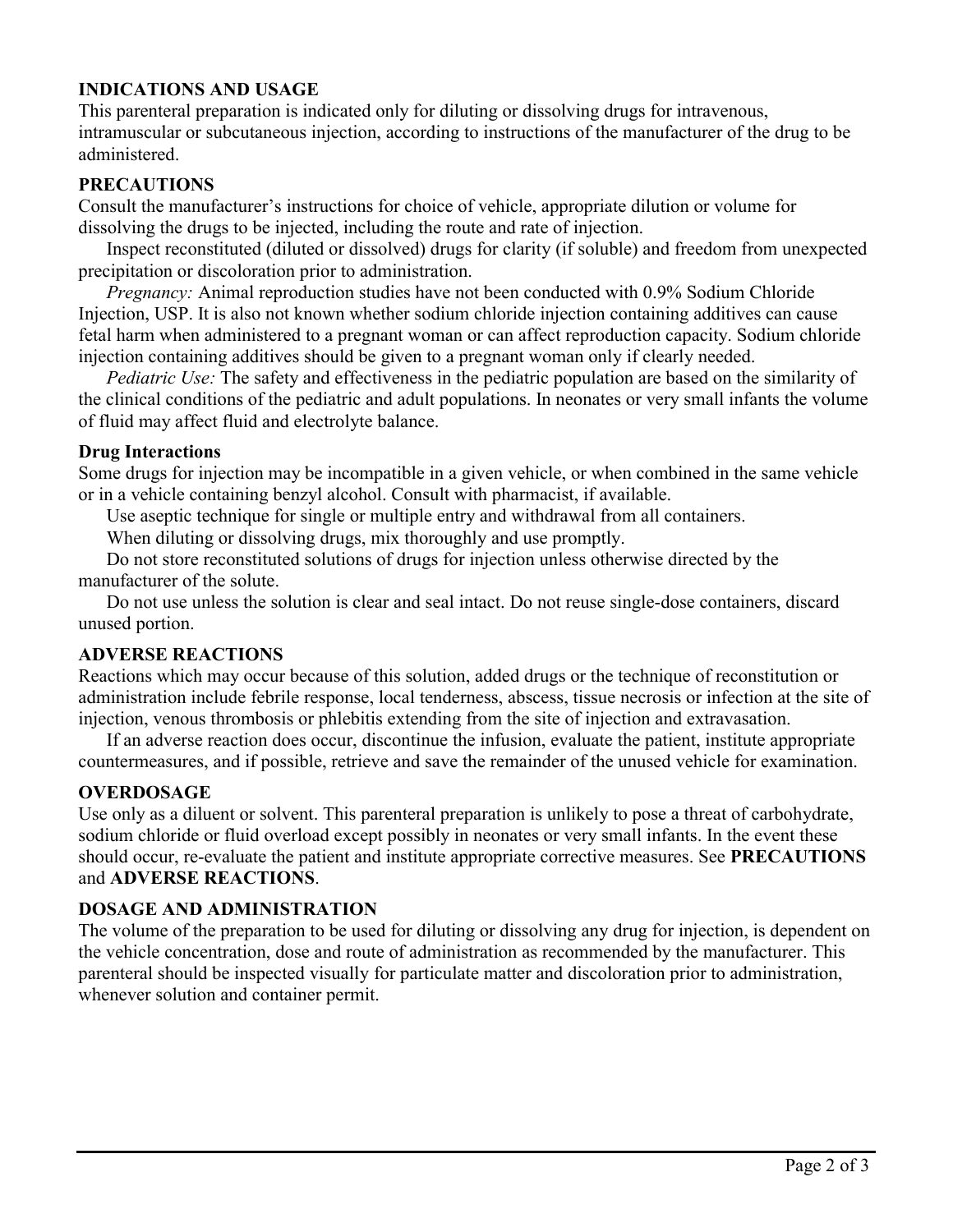## INDICATIONS AND USAGE

This parenteral preparation is indicated only for diluting or dissolving drugs for intravenous, intramuscular or subcutaneous injection, according to instructions of the manufacturer of the drug to be administered.

## PRECAUTIONS

Consult the manufacturer's instructions for choice of vehicle, appropriate dilution or volume for dissolving the drugs to be injected, including the route and rate of injection.

Inspect reconstituted (diluted or dissolved) drugs for clarity (if soluble) and freedom from unexpected precipitation or discoloration prior to administration.

*Pregnancy:* Animal reproduction studies have not been conducted with 0.9% Sodium Chloride Injection, USP. It is also not known whether sodium chloride injection containing additives can cause fetal harm when administered to a pregnant woman or can affect reproduction capacity. Sodium chloride injection containing additives should be given to a pregnant woman only if clearly needed.

*Pediatric Use:* The safety and effectiveness in the pediatric population are based on the similarity of the clinical conditions of the pediatric and adult populations. In neonates or very small infants the volume of fluid may affect fluid and electrolyte balance.

### Drug Interactions

Some drugs for injection may be incompatible in a given vehicle, or when combined in the same vehicle or in a vehicle containing benzyl alcohol. Consult with pharmacist, if available.

Use aseptic technique for single or multiple entry and withdrawal from all containers.

When diluting or dissolving drugs, mix thoroughly and use promptly.

Do not store reconstituted solutions of drugs for injection unless otherwise directed by the manufacturer of the solute.

Do not use unless the solution is clear and seal intact. Do not reuse single-dose containers, discard unused portion.

## ADVERSE REACTIONS

Reactions which may occur because of this solution, added drugs or the technique of reconstitution or administration include febrile response, local tenderness, abscess, tissue necrosis or infection at the site of injection, venous thrombosis or phlebitis extending from the site of injection and extravasation.

If an adverse reaction does occur, discontinue the infusion, evaluate the patient, institute appropriate countermeasures, and if possible, retrieve and save the remainder of the unused vehicle for examination.

## OVERDOSAGE

Use only as a diluent or solvent. This parenteral preparation is unlikely to pose a threat of carbohydrate, sodium chloride or fluid overload except possibly in neonates or very small infants. In the event these should occur, re-evaluate the patient and institute appropriate corrective measures. See **PRECAUTIONS** and **ADVERSE REACTIONS**.

## DOSAGE AND ADMINISTRATION

The volume of the preparation to be used for diluting or dissolving any drug for injection, is dependent on the vehicle concentration, dose and route of administration as recommended by the manufacturer. This parenteral should be inspected visually for particulate matter and discoloration prior to administration, whenever solution and container permit.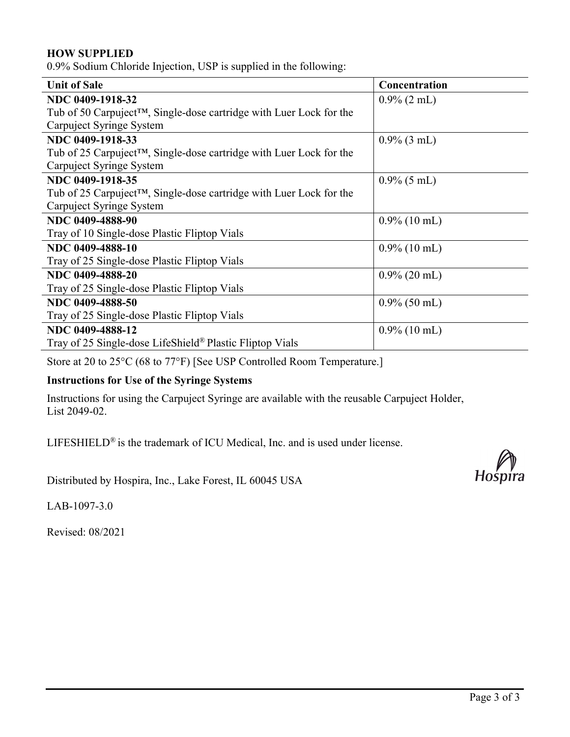## HOW SUPPLIED

0.9% Sodium Chloride Injection, USP is supplied in the following:

| Unit of Sale | Concentration |
| --- | --- |
| **NDC 0409-1918-32**<br>Tub of 50 Carpuject™, Single-dose cartridge with Luer Lock for the Carpuject Syringe System | 0.9% (2 mL) |
| **NDC 0409-1918-33**<br>Tub of 25 Carpuject™, Single-dose cartridge with Luer Lock for the Carpuject Syringe System | 0.9% (3 mL) |
| **NDC 0409-1918-35**<br>Tub of 25 Carpuject™, Single-dose cartridge with Luer Lock for the Carpuject Syringe System | 0.9% (5 mL) |
| **NDC 0409-4888-90**<br>Tray of 10 Single-dose Plastic Fliptop Vials | 0.9% (10 mL) |
| **NDC 0409-4888-10**<br>Tray of 25 Single-dose Plastic Fliptop Vials | 0.9% (10 mL) |
| **NDC 0409-4888-20**<br>Tray of 25 Single-dose Plastic Fliptop Vials | 0.9% (20 mL) |
| **NDC 0409-4888-50**<br>Tray of 25 Single-dose Plastic Fliptop Vials | 0.9% (50 mL) |
| **NDC 0409-4888-12**<br>Tray of 25 Single-dose LifeShield® Plastic Fliptop Vials | 0.9% (10 mL) |

Store at 20 to 25°C (68 to 77°F) [See USP Controlled Room Temperature.]

### Instructions for Use of the Syringe Systems

Instructions for using the Carpuject Syringe are available with the reusable Carpuject Holder, List 2049-02.

LIFESHIELD® is the trademark of ICU Medical, Inc. and is used under license.

Distributed by Hospira, Inc., Lake Forest, IL 60045 USA

Hospira

LAB-1097-3.0

Revised: 08/2021